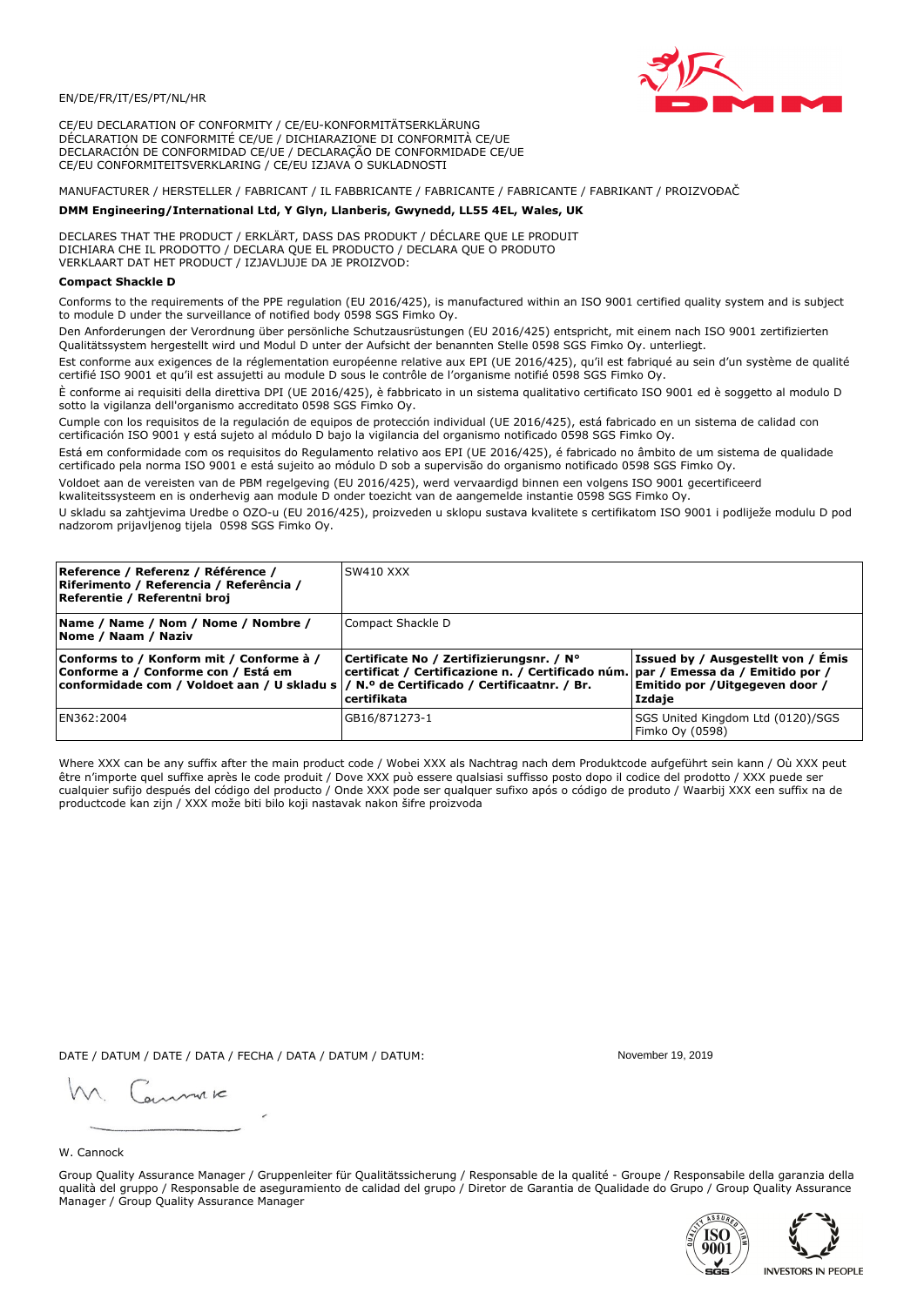EN/DE/FR/IT/ES/PT/NL/HR

CE/EU DECLARATION OF CONFORMITY / CE/EU-KONFORMITÄTSERKLÄRUNG
DÉCLARATION DE CONFORMITÉ CE/UE / DICHIARAZIONE DI CONFORMITÀ CE/UE
DECLARACIÓN DE CONFORMIDAD CE/UE / DECLARAÇÃO DE CONFORMIDADE CE/UE
CE/EU CONFORMITEITSVERKLARING / CE/EU IZJAVA O SUKLADNOSTI

MANUFACTURER / HERSTELLER / FABRICANT / IL FABBRICANTE / FABRICANTE / FABRICANTE / FABRIKANT / PROIZVOĐAČ

**DMM Engineering/International Ltd, Y Glyn, Llanberis, Gwynedd, LL55 4EL, Wales, UK**

DECLARES THAT THE PRODUCT / ERKLÄRT, DASS DAS PRODUKT / DÉCLARE QUE LE PRODUIT
DICHIARA CHE IL PRODOTTO / DECLARA QUE EL PRODUCTO / DECLARA QUE O PRODUTO
VERKLAART DAT HET PRODUCT / IZJAVLJUJE DA JE PROIZVOD:

**Compact Shackle D**

Conforms to the requirements of the PPE regulation (EU 2016/425), is manufactured within an ISO 9001 certified quality system and is subject to module D under the surveillance of notified body 0598 SGS Fimko Oy.

Den Anforderungen der Verordnung über persönliche Schutzausrüstungen (EU 2016/425) entspricht, mit einem nach ISO 9001 zertifizierten Qualitätssystem hergestellt wird und Modul D unter der Aufsicht der benannten Stelle 0598 SGS Fimko Oy. unterliegt.

Est conforme aux exigences de la réglementation européenne relative aux EPI (UE 2016/425), qu'il est fabriqué au sein d'un système de qualité certifié ISO 9001 et qu'il est assujetti au module D sous le contrôle de l'organisme notifié 0598 SGS Fimko Oy.

È conforme ai requisiti della direttiva DPI (UE 2016/425), è fabbricato in un sistema qualitativo certificato ISO 9001 ed è soggetto al modulo D sotto la vigilanza dell'organismo accreditato 0598 SGS Fimko Oy.

Cumple con los requisitos de la regulación de equipos de protección individual (UE 2016/425), está fabricado en un sistema de calidad con certificación ISO 9001 y está sujeto al módulo D bajo la vigilancia del organismo notificado 0598 SGS Fimko Oy.

Está em conformidade com os requisitos do Regulamento relativo aos EPI (UE 2016/425), é fabricado no âmbito de um sistema de qualidade certificado pela norma ISO 9001 e está sujeito ao módulo D sob a supervisão do organismo notificado 0598 SGS Fimko Oy.

Voldoet aan de vereisten van de PBM regelgeving (EU 2016/425), werd vervaardigd binnen een volgens ISO 9001 gecertificeerd kwaliteitssysteem en is onderhevig aan module D onder toezicht van de aangemelde instantie 0598 SGS Fimko Oy.

U skladu sa zahtjevima Uredbe o OZO-u (EU 2016/425), proizveden u sklopu sustava kvalitete s certifikatom ISO 9001 i podliježe modulu D pod nadzorom prijavljenog tijela 0598 SGS Fimko Oy.

| **Reference / Referenz / Référence / Riferimento / Referencia / Referência / Referentie / Referentni broj** | SW410 XXX | |
|---|---|---|
| **Name / Name / Nom / Nome / Nombre / Nome / Naam / Naziv** | Compact Shackle D | |
| **Conforms to / Konform mit / Conforme à / Conforme a / Conforme con / Está em conformidade com / Voldoet aan / U skladu s** | **Certificate No / Zertifizierungsnr. / N° certificat / Certificazione n. / Certificado núm. / N.º de Certificado / Certificaatnr. / Br. certifikata** | **Issued by / Ausgestellt von / Émis par / Emessa da / Emitido por / Emitido por / Uitgegeven door / Izdaje** |
| EN362:2004 | GB16/871273-1 | SGS United Kingdom Ltd (0120)/SGS Fimko Oy (0598) |

Where XXX can be any suffix after the main product code / Wobei XXX als Nachtrag nach dem Produktcode aufgeführt sein kann / Où XXX peut être n'importe quel suffixe après le code produit / Dove XXX può essere qualsiasi suffisso posto dopo il codice del prodotto / XXX puede ser cualquier sufijo después del código del producto / Onde XXX pode ser qualquer sufixo após o código de produto / Waarbij XXX een suffix na de productcode kan zijn / XXX može biti bilo koji nastavak nakon šifre proizvoda

DATE / DATUM / DATE / DATA / FECHA / DATA / DATUM / DATUM: November 19, 2019

W. Cannock

Group Quality Assurance Manager / Gruppenleiter für Qualitätssicherung / Responsable de la qualité - Groupe / Responsabile della garanzia della qualità del gruppo / Responsable de aseguramiento de calidad del grupo / Diretor de Garantia de Qualidade do Grupo / Group Quality Assurance Manager / Group Quality Assurance Manager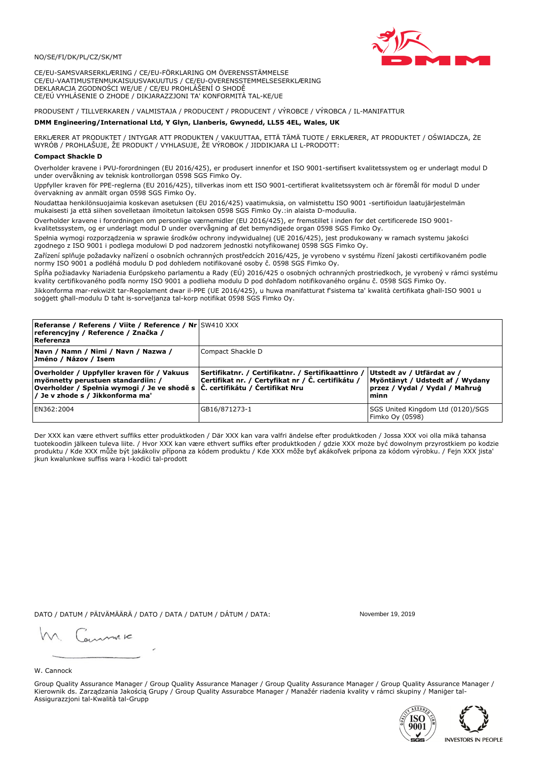NO/SE/FI/DK/PL/CZ/SK/MT

CE/EU-SAMSVARSERKLÆRING / CE/EU-FÖRKLARING OM ÖVERENSSTÄMMELSE
CE/EU-VAATIMUSTENMUKAISUUSVAKUUTUS / CE/EU-OVERENSSTEMMELSESERKLÆRING
DEKLARACJA ZGODNOŚCI WE/UE / CE/EU PROHLÁŠENÍ O SHODĚ
CE/EÚ VYHLÁSENIE O ZHODE / DIKJARAZZJONI TA' KONFORMITÀ TAL-KE/UE

PRODUSENT / TILLVERKAREN / VALMISTAJA / PRODUCENT / PRODUCENT / VÝROBCE / VÝROBCA / IL-MANIFATTUR

**DMM Engineering/International Ltd, Y Glyn, Llanberis, Gwynedd, LL55 4EL, Wales, UK**

ERKLÆRER AT PRODUKTET / INTYGAR ATT PRODUKTEN / VAKUUTTAA, ETTÄ TÄMÄ TUOTE / ERKLÆRER, AT PRODUKTET / OŚWIADCZA, ŻE WYRÓB / PROHLAŠUJE, ŽE PRODUKT / VYHLASUJE, ŽE VÝROBOK / JIDDIKJARA LI L-PRODOTT:

**Compact Shackle D**

Overholder kravene i PVU-forordningen (EU 2016/425), er produsert innenfor et ISO 9001-sertifisert kvalitetssystem og er underlagt modul D under overvåkning av teknisk kontrollorgan 0598 SGS Fimko Oy.

Uppfyller kraven för PPE-reglerna (EU 2016/425), tillverkas inom ett ISO 9001-certifierat kvalitetssystem och är föremål för modul D under övervakning av anmält organ 0598 SGS Fimko Oy.

Noudattaa henkilönsuojaimia koskevan asetuksen (EU 2016/425) vaatimuksia, on valmistettu ISO 9001 -sertifioidun laatujärjestelmän mukaisesti ja että siihen sovelletaan ilmoitetun laitoksen 0598 SGS Fimko Oy.:in alaista D-moduulia.

Overholder kravene i forordningen om personlige værnemidler (EU 2016/425), er fremstillet i inden for det certificerede ISO 9001-kvalitetssystem, og er underlagt modul D under overvågning af det bemyndigede organ 0598 SGS Fimko Oy.

Spełnia wymogi rozporządzenia w sprawie środków ochrony indywidualnej (UE 2016/425), jest produkowany w ramach systemu jakości zgodnego z ISO 9001 i podlega modułowi D pod nadzorem jednostki notyfikowanej 0598 SGS Fimko Oy.

Zařízení splňuje požadavky nařízení o osobních ochranných prostředcích 2016/425, je vyrobeno v systému řízení jakosti certifikovaném podle normy ISO 9001 a podléhá modulu D pod dohledem notifikované osoby č. 0598 SGS Fimko Oy.

Spĺňa požiadavky Nariadenia Európskeho parlamentu a Rady (EÚ) 2016/425 o osobných ochranných prostriedkoch, je vyrobený v rámci systému kvality certifikovaného podľa normy ISO 9001 a podlieha modulu D pod dohľadom notifikovaného orgánu č. 0598 SGS Fimko Oy.

Jikkonforma mar-rekwiżit tar-Regolament dwar il-PPE (UE 2016/425), u huwa manifatturat f'sistema ta' kwalità ċertifikata għall-ISO 9001 u soġġett għall-modulu D taħt is-sorveljanza tal-korp notifikat 0598 SGS Fimko Oy.

| **Referanse / Referens / Viite / Reference / Nr referencyjny / Reference / Značka / Referenza** | SW410 XXX | |
|---|---|---|
| **Navn / Namn / Nimi / Navn / Nazwa / Jméno / Názov / Isem** | Compact Shackle D | |
| **Overholder / Uppfyller kraven för / Vakuus myönnetty perustuen standardiin: / Overholder / Spełnia wymogi / Je ve shodě s / Je v zhode s / Jikkonforma ma'** | **Sertifikatnr. / Certifikatnr. / Sertifikaattinro / Certifikat nr. / Certyfikat nr / Č. certifikátu / Č. certifikátu / Ċertifikat Nru** | **Utstedt av / Utfärdat av / Myöntänyt / Udstedt af / Wydany przez / Vydal / Vydal / Maħruġ minn** |
| EN362:2004 | GB16/871273-1 | SGS United Kingdom Ltd (0120)/SGS Fimko Oy (0598) |

Der XXX kan være ethvert suffiks etter produktkoden / Där XXX kan vara valfri ändelse efter produktkoden / Jossa XXX voi olla mikä tahansa tuotekoodin jälkeen tuleva liite. / Hvor XXX kan være ethvert suffiks efter produktkoden / gdzie XXX może być dowolnym przyrostkiem po kodzie produktu / Kde XXX může být jakákoliv přípona za kódem produktu / Kde XXX môže byť akákoľvek prípona za kódom výrobku. / Fejn XXX jista' jkun kwalunkwe suffiss wara l-kodiċi tal-prodott

DATO / DATUM / PÄIVÄMÄÄRÄ / DATO / DATA / DATUM / DÁTUM / DATA: November 19, 2019

W. Cannock

Group Quality Assurance Manager / Group Quality Assurance Manager / Group Quality Assurance Manager / Group Quality Assurance Manager / Kierownik ds. Zarządzania Jakością Grupy / Group Quality Assurabce Manager / Manažér riadenia kvality v rámci skupiny / Maniġer tal-Assigurazzjoni tal-Kwalità tal-Grupp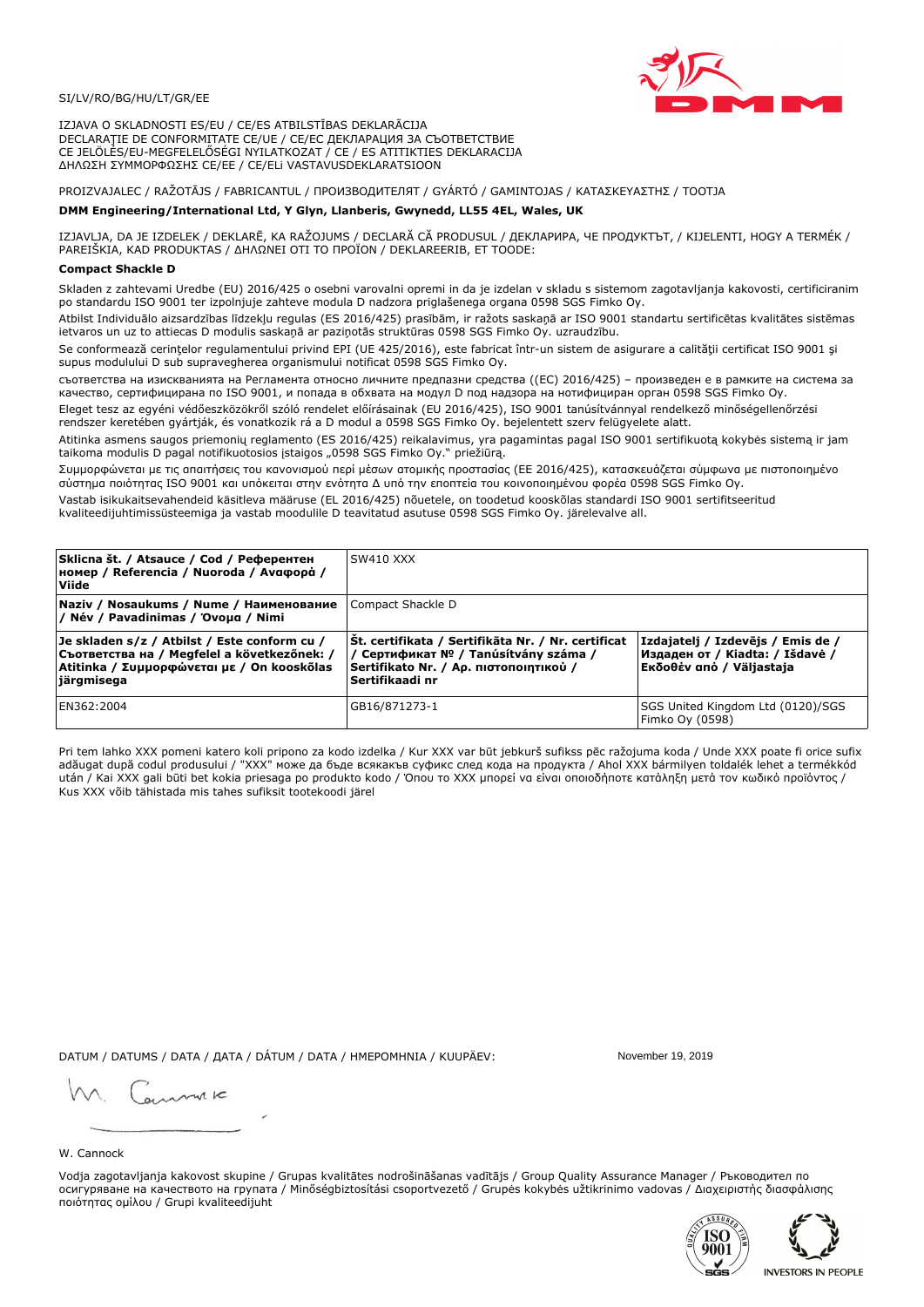SI/LV/RO/BG/HU/LT/GR/EE

IZJAVA O SKLADNOSTI ES/EU / CE/ES ATBILSTĪBAS DEKLARĀCIJA
DECLARAȚIE DE CONFORMITATE CE/UE / CE/ЕС ДЕКЛАРАЦИЯ ЗА СЪОТВЕТСТВИЕ
CE JELÖLÉS/EU-MEGFELELŐSÉGI NYILATKOZAT / CE / ES ATITIKTIES DEKLARACIJA
ΔΗΛΩΣΗ ΣΥΜΜΟΡΦΩΣΗΣ CE/EE / CE/ELi VASTAVUSDEKLARATSIOON

PROIZVAJALEC / RAŽOTĀJS / FABRICANTUL / ПРОИЗВОДИТЕЛЯТ / GYÁRTÓ / GAMINTOJAS / ΚΑΤΑΣΚΕΥΑΣΤΗΣ / TOOTJA

**DMM Engineering/International Ltd, Y Glyn, Llanberis, Gwynedd, LL55 4EL, Wales, UK**

IZJAVLJA, DA JE IZDELEK / DEKLARĒ, KA RAŽOJUMS / DECLARĂ CĂ PRODUSUL / ДЕКЛАРИРА, ЧЕ ПРОДУКТЪТ, / KIJELENTI, HOGY A TERMÉK / PAREIŠKIA, KAD PRODUKTAS / ΔΗΛΩΝΕΙ ΟΤΙ ΤΟ ΠΡΟΪΟΝ / DEKLAREERIB, ET TOODE:

**Compact Shackle D**

Skladen z zahtevami Uredbe (EU) 2016/425 o osebni varovalni opremi in da je izdelan v skladu s sistemom zagotavljanja kakovosti, certificiranim po standardu ISO 9001 ter izpolnjuje zahteve modula D nadzora priglašenega organa 0598 SGS Fimko Oy.

Atbilst Individuālo aizsardzības līdzekļu regulas (ES 2016/425) prasībām, ir ražots saskaņā ar ISO 9001 standartu sertificētas kvalitātes sistēmas ietvaros un uz to attiecas D modulis saskaņā ar paziņotās struktūras 0598 SGS Fimko Oy. uzraudzību.

Se conformează cerințelor regulamentului privind EPI (UE 425/2016), este fabricat într-un sistem de asigurare a calității certificat ISO 9001 și supus modulului D sub supravegherea organismului notificat 0598 SGS Fimko Oy.

съответства на изискванията на Регламента относно личните предпазни средства ((ЕС) 2016/425) – произведен е в рамките на система за качество, сертифицирана по ISO 9001, и попада в обхвата на модул D под надзора на нотифициран орган 0598 SGS Fimko Oy.

Eleget tesz az egyéni védőeszközökről szóló rendelet előírásainak (EU 2016/425), ISO 9001 tanúsítvánnyal rendelkező minőségellenőrzési rendszer keretében gyártják, és vonatkozik rá a D modul a 0598 SGS Fimko Oy. bejelentett szerv felügyelete alatt.

Atitinka asmens saugos priemonių reglamento (ES 2016/425) reikalavimus, yra pagamintas pagal ISO 9001 sertifikuotą kokybės sistemą ir jam taikoma modulis D pagal notifikuotosios įstaigos „0598 SGS Fimko Oy." priežiūrą.

Συμμορφώνεται με τις απαιτήσεις του κανονισμού περί μέσων ατομικής προστασίας (ΕΕ 2016/425), κατασκευάζεται σύμφωνα με πιστοποιημένο σύστημα ποιότητας ISO 9001 και υπόκειται στην ενότητα Δ υπό την εποπτεία του κοινοποιημένου φορέα 0598 SGS Fimko Oy.

Vastab isikukaitsevahendeid käsitleva määruse (EL 2016/425) nõuetele, on toodetud kooskõlas standardi ISO 9001 sertifitseeritud kvaliteedijuhtimissüsteemiga ja vastab moodulile D teavitatud asutuse 0598 SGS Fimko Oy. järelevalve all.

| | | |
|---|---|---|
| **Sklicna št. / Atsauce / Cod / Референтен номер / Referencia / Nuoroda / Αναφορά / Viide** | SW410 XXX | |
| **Naziv / Nosaukums / Nume / Наименование / Név / Pavadinimas / Όνομα / Nimi** | Compact Shackle D | |
| **Je skladen s/z / Atbilst / Este conform cu / Съответства на / Megfelel a következőnek: / Atitinka / Συμμορφώνεται με / On kooskõlas järgmisega** | **Št. certifikata / Sertifikāta Nr. / Nr. certificat / Сертификат № / Tanúsítvány száma / Sertifikato Nr. / Αρ. πιστοποιητικού / Sertifikaadi nr** | **Izdajatelj / Izdevējs / Emis de / Издаден от / Kiadta: / Išdavė / Εκδοθέν από / Väljastaja** |
| EN362:2004 | GB16/871273-1 | SGS United Kingdom Ltd (0120)/SGS Fimko Oy (0598) |

Pri tem lahko XXX pomeni katero koli pripono za kodo izdelka / Kur XXX var būt jebkurš sufikss pēc ražojuma koda / Unde XXX poate fi orice sufix adăugat după codul produsului / "XXX" може да бъде всякакъв суфикс след кода на продукта / Ahol XXX bármilyen toldalék lehet a termékkód után / Kai XXX gali būti bet kokia priesaga po produkto kodo / Όπου το XXX μπορεί να είναι οποιοδήποτε κατάληξη μετά τον κωδικό προϊόντος / Kus XXX võib tähistada mis tahes sufiksit tootekoodi järel

DATUM / DATUMS / DATA / ДАТА / DÁTUM / DATA / ΗΜΕΡΟΜΗΝΙΑ / KUUPÄEV: November 19, 2019

W. Cannock

Vodja zagotavljanja kakovost skupine / Grupas kvalitātes nodrošināšanas vadītājs / Group Quality Assurance Manager / Ръководител по осигуряване на качеството на групата / Minőségbiztosítási csoportvezető / Grupės kokybės užtikrinimo vadovas / Διαχειριστής διασφάλισης ποιότητας ομίλου / Grupi kvaliteedijuht